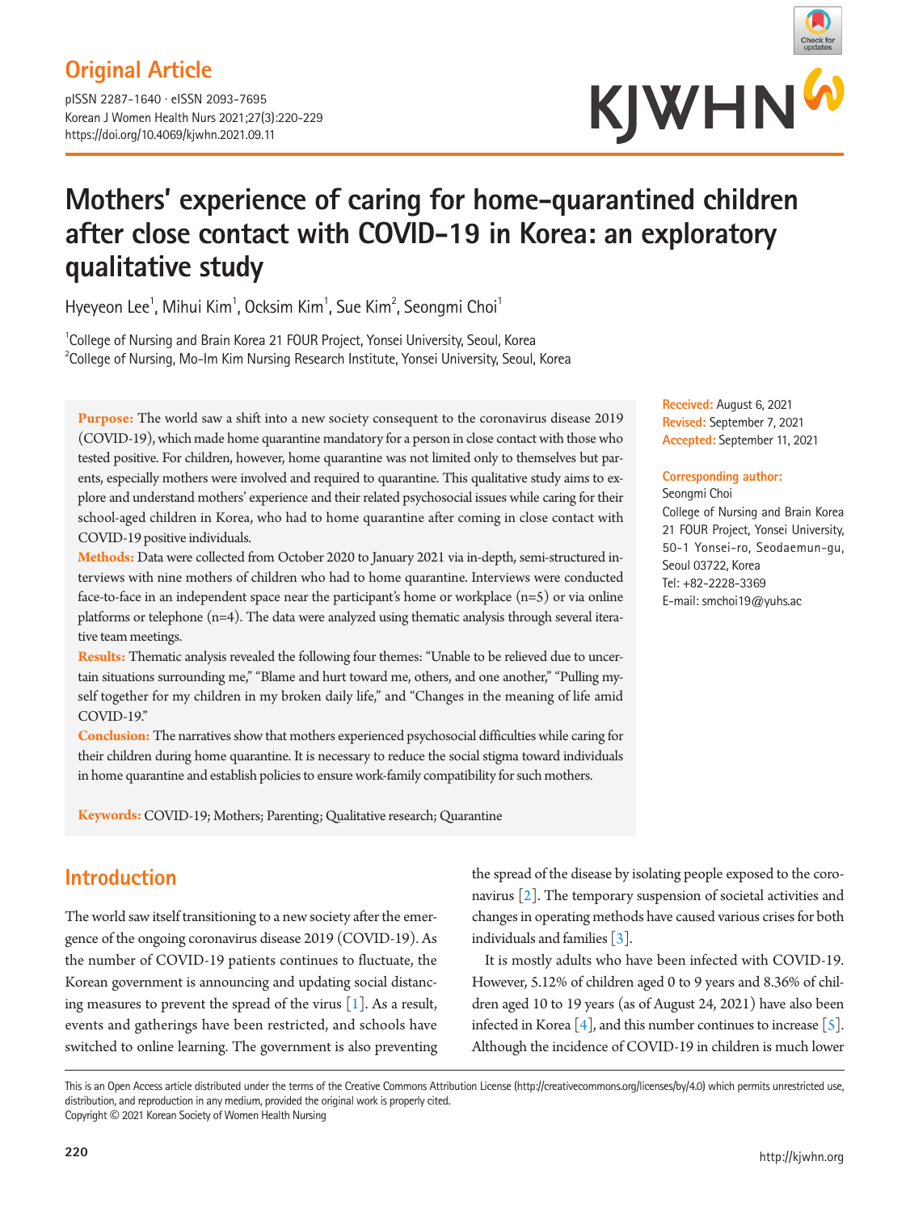Original Article

pISSN 2287-1640 · eISSN 2093-7695
Korean J Women Health Nurs 2021;27(3):220-229
https://doi.org/10.4069/kjwhn.2021.09.11

# Mothers' experience of caring for home-quarantined children after close contact with COVID-19 in Korea: an exploratory qualitative study

Hyeyeon Lee[1], Mihui Kim[1], Ocksim Kim[1], Sue Kim[2], Seongmi Choi[1]

[1]College of Nursing and Brain Korea 21 FOUR Project, Yonsei University, Seoul, Korea
[2]College of Nursing, Mo-Im Kim Nursing Research Institute, Yonsei University, Seoul, Korea

**Received:** August 6, 2021
**Revised:** September 7, 2021
**Accepted:** September 11, 2021

**Corresponding author:**
Seongmi Choi
College of Nursing and Brain Korea 21 FOUR Project, Yonsei University, 50-1 Yonsei-ro, Seodaemun-gu, Seoul 03722, Korea
Tel: +82-2228-3369
E-mail: smchoi19@yuhs.ac

**Purpose:** The world saw a shift into a new society consequent to the coronavirus disease 2019 (COVID-19), which made home quarantine mandatory for a person in close contact with those who tested positive. For children, however, home quarantine was not limited only to themselves but parents, especially mothers were involved and required to quarantine. This qualitative study aims to explore and understand mothers' experience and their related psychosocial issues while caring for their school-aged children in Korea, who had to home quarantine after coming in close contact with COVID-19 positive individuals.

**Methods:** Data were collected from October 2020 to January 2021 via in-depth, semi-structured interviews with nine mothers of children who had to home quarantine. Interviews were conducted face-to-face in an independent space near the participant's home or workplace (n=5) or via online platforms or telephone (n=4). The data were analyzed using thematic analysis through several iterative team meetings.

**Results:** Thematic analysis revealed the following four themes: "Unable to be relieved due to uncertain situations surrounding me," "Blame and hurt toward me, others, and one another," "Pulling myself together for my children in my broken daily life," and "Changes in the meaning of life amid COVID-19."

**Conclusion:** The narratives show that mothers experienced psychosocial difficulties while caring for their children during home quarantine. It is necessary to reduce the social stigma toward individuals in home quarantine and establish policies to ensure work-family compatibility for such mothers.

**Keywords:** COVID-19; Mothers; Parenting; Qualitative research; Quarantine

## Introduction

The world saw itself transitioning to a new society after the emergence of the ongoing coronavirus disease 2019 (COVID-19). As the number of COVID-19 patients continues to fluctuate, the Korean government is announcing and updating social distancing measures to prevent the spread of the virus [1]. As a result, events and gatherings have been restricted, and schools have switched to online learning. The government is also preventing the spread of the disease by isolating people exposed to the coronavirus [2]. The temporary suspension of societal activities and changes in operating methods have caused various crises for both individuals and families [3].

It is mostly adults who have been infected with COVID-19. However, 5.12% of children aged 0 to 9 years and 8.36% of children aged 10 to 19 years (as of August 24, 2021) have also been infected in Korea [4], and this number continues to increase [5]. Although the incidence of COVID-19 in children is much lower

This is an Open Access article distributed under the terms of the Creative Commons Attribution License (http://creativecommons.org/licenses/by/4.0) which permits unrestricted use, distribution, and reproduction in any medium, provided the original work is properly cited.
Copyright © 2021 Korean Society of Women Health Nursing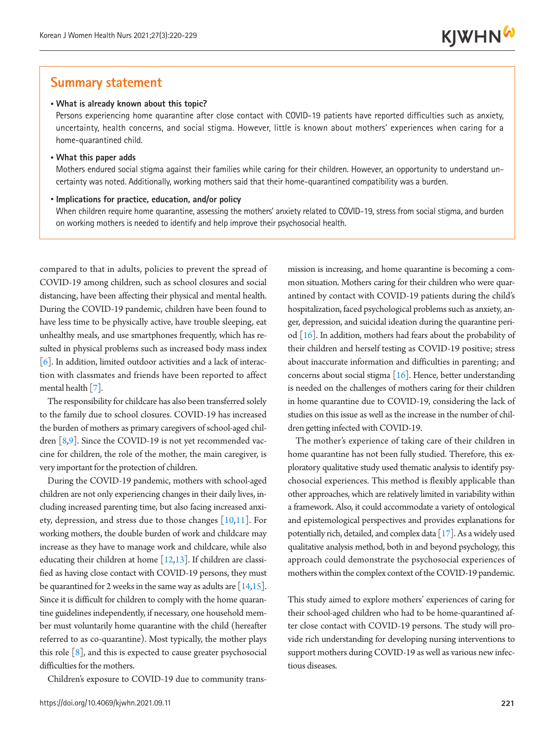## Summary statement

- **What is already known about this topic?**
  Persons experiencing home quarantine after close contact with COVID-19 patients have reported difficulties such as anxiety, uncertainty, health concerns, and social stigma. However, little is known about mothers' experiences when caring for a home-quarantined child.

- **What this paper adds**
  Mothers endured social stigma against their families while caring for their children. However, an opportunity to understand uncertainty was noted. Additionally, working mothers said that their home-quarantined compatibility was a burden.

- **Implications for practice, education, and/or policy**
  When children require home quarantine, assessing the mothers' anxiety related to COVID-19, stress from social stigma, and burden on working mothers is needed to identify and help improve their psychosocial health.

compared to that in adults, policies to prevent the spread of COVID-19 among children, such as school closures and social distancing, have been affecting their physical and mental health. During the COVID-19 pandemic, children have been found to have less time to be physically active, have trouble sleeping, eat unhealthy meals, and use smartphones frequently, which has resulted in physical problems such as increased body mass index [6]. In addition, limited outdoor activities and a lack of interaction with classmates and friends have been reported to affect mental health [7].

The responsibility for childcare has also been transferred solely to the family due to school closures. COVID-19 has increased the burden of mothers as primary caregivers of school-aged children [8,9]. Since the COVID-19 is not yet recommended vaccine for children, the role of the mother, the main caregiver, is very important for the protection of children.

During the COVID-19 pandemic, mothers with school-aged children are not only experiencing changes in their daily lives, including increased parenting time, but also facing increased anxiety, depression, and stress due to those changes [10,11]. For working mothers, the double burden of work and childcare may increase as they have to manage work and childcare, while also educating their children at home [12,13]. If children are classified as having close contact with COVID-19 persons, they must be quarantined for 2 weeks in the same way as adults are [14,15]. Since it is difficult for children to comply with the home quarantine guidelines independently, if necessary, one household member must voluntarily home quarantine with the child (hereafter referred to as co-quarantine). Most typically, the mother plays this role [8], and this is expected to cause greater psychosocial difficulties for the mothers.

Children's exposure to COVID-19 due to community transmission is increasing, and home quarantine is becoming a common situation. Mothers caring for their children who were quarantined by contact with COVID-19 patients during the child's hospitalization, faced psychological problems such as anxiety, anger, depression, and suicidal ideation during the quarantine period [16]. In addition, mothers had fears about the probability of their children and herself testing as COVID-19 positive; stress about inaccurate information and difficulties in parenting; and concerns about social stigma [16]. Hence, better understanding is needed on the challenges of mothers caring for their children in home quarantine due to COVID-19, considering the lack of studies on this issue as well as the increase in the number of children getting infected with COVID-19.

The mother's experience of taking care of their children in home quarantine has not been fully studied. Therefore, this exploratory qualitative study used thematic analysis to identify psychosocial experiences. This method is flexibly applicable than other approaches, which are relatively limited in variability within a framework. Also, it could accommodate a variety of ontological and epistemological perspectives and provides explanations for potentially rich, detailed, and complex data [17]. As a widely used qualitative analysis method, both in and beyond psychology, this approach could demonstrate the psychosocial experiences of mothers within the complex context of the COVID-19 pandemic.

This study aimed to explore mothers' experiences of caring for their school-aged children who had to be home-quarantined after close contact with COVID-19 persons. The study will provide rich understanding for developing nursing interventions to support mothers during COVID-19 as well as various new infectious diseases.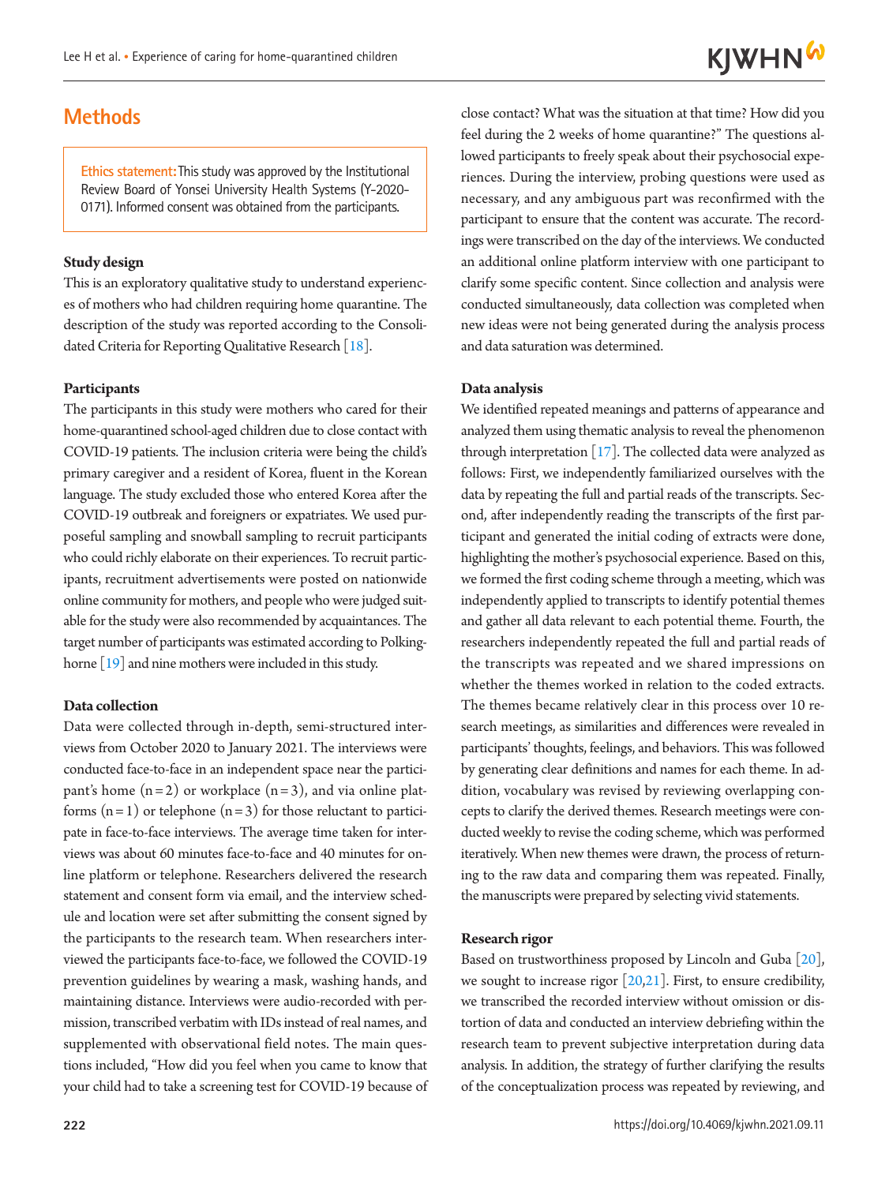## Methods

**Ethics statement:** This study was approved by the Institutional Review Board of Yonsei University Health Systems (Y-2020-0171). Informed consent was obtained from the participants.

### Study design

This is an exploratory qualitative study to understand experiences of mothers who had children requiring home quarantine. The description of the study was reported according to the Consolidated Criteria for Reporting Qualitative Research [18].

### Participants

The participants in this study were mothers who cared for their home-quarantined school-aged children due to close contact with COVID-19 patients. The inclusion criteria were being the child's primary caregiver and a resident of Korea, fluent in the Korean language. The study excluded those who entered Korea after the COVID-19 outbreak and foreigners or expatriates. We used purposeful sampling and snowball sampling to recruit participants who could richly elaborate on their experiences. To recruit participants, recruitment advertisements were posted on nationwide online community for mothers, and people who were judged suitable for the study were also recommended by acquaintances. The target number of participants was estimated according to Polkinghorne [19] and nine mothers were included in this study.

### Data collection

Data were collected through in-depth, semi-structured interviews from October 2020 to January 2021. The interviews were conducted face-to-face in an independent space near the participant's home (n=2) or workplace (n=3), and via online platforms (n=1) or telephone (n=3) for those reluctant to participate in face-to-face interviews. The average time taken for interviews was about 60 minutes face-to-face and 40 minutes for online platform or telephone. Researchers delivered the research statement and consent form via email, and the interview schedule and location were set after submitting the consent signed by the participants to the research team. When researchers interviewed the participants face-to-face, we followed the COVID-19 prevention guidelines by wearing a mask, washing hands, and maintaining distance. Interviews were audio-recorded with permission, transcribed verbatim with IDs instead of real names, and supplemented with observational field notes. The main questions included, "How did you feel when you came to know that your child had to take a screening test for COVID-19 because of close contact? What was the situation at that time? How did you feel during the 2 weeks of home quarantine?" The questions allowed participants to freely speak about their psychosocial experiences. During the interview, probing questions were used as necessary, and any ambiguous part was reconfirmed with the participant to ensure that the content was accurate. The recordings were transcribed on the day of the interviews. We conducted an additional online platform interview with one participant to clarify some specific content. Since collection and analysis were conducted simultaneously, data collection was completed when new ideas were not being generated during the analysis process and data saturation was determined.

### Data analysis

We identified repeated meanings and patterns of appearance and analyzed them using thematic analysis to reveal the phenomenon through interpretation [17]. The collected data were analyzed as follows: First, we independently familiarized ourselves with the data by repeating the full and partial reads of the transcripts. Second, after independently reading the transcripts of the first participant and generated the initial coding of extracts were done, highlighting the mother's psychosocial experience. Based on this, we formed the first coding scheme through a meeting, which was independently applied to transcripts to identify potential themes and gather all data relevant to each potential theme. Fourth, the researchers independently repeated the full and partial reads of the transcripts was repeated and we shared impressions on whether the themes worked in relation to the coded extracts. The themes became relatively clear in this process over 10 research meetings, as similarities and differences were revealed in participants' thoughts, feelings, and behaviors. This was followed by generating clear definitions and names for each theme. In addition, vocabulary was revised by reviewing overlapping concepts to clarify the derived themes. Research meetings were conducted weekly to revise the coding scheme, which was performed iteratively. When new themes were drawn, the process of returning to the raw data and comparing them was repeated. Finally, the manuscripts were prepared by selecting vivid statements.

### Research rigor

Based on trustworthiness proposed by Lincoln and Guba [20], we sought to increase rigor [20,21]. First, to ensure credibility, we transcribed the recorded interview without omission or distortion of data and conducted an interview debriefing within the research team to prevent subjective interpretation during data analysis. In addition, the strategy of further clarifying the results of the conceptualization process was repeated by reviewing, and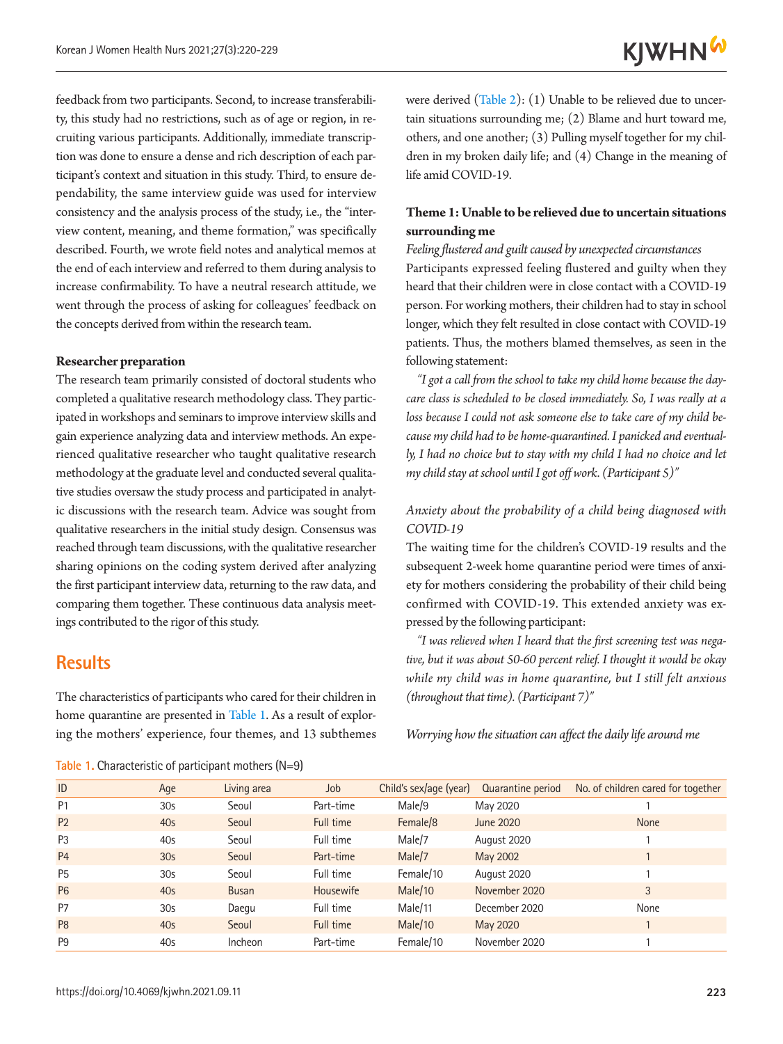feedback from two participants. Second, to increase transferability, this study had no restrictions, such as of age or region, in recruiting various participants. Additionally, immediate transcription was done to ensure a dense and rich description of each participant's context and situation in this study. Third, to ensure dependability, the same interview guide was used for interview consistency and the analysis process of the study, i.e., the "interview content, meaning, and theme formation," was specifically described. Fourth, we wrote field notes and analytical memos at the end of each interview and referred to them during analysis to increase confirmability. To have a neutral research attitude, we went through the process of asking for colleagues' feedback on the concepts derived from within the research team.

**Researcher preparation**

The research team primarily consisted of doctoral students who completed a qualitative research methodology class. They participated in workshops and seminars to improve interview skills and gain experience analyzing data and interview methods. An experienced qualitative researcher who taught qualitative research methodology at the graduate level and conducted several qualitative studies oversaw the study process and participated in analytic discussions with the research team. Advice was sought from qualitative researchers in the initial study design. Consensus was reached through team discussions, with the qualitative researcher sharing opinions on the coding system derived after analyzing the first participant interview data, returning to the raw data, and comparing them together. These continuous data analysis meetings contributed to the rigor of this study.

## Results

The characteristics of participants who cared for their children in home quarantine are presented in Table 1. As a result of exploring the mothers' experience, four themes, and 13 subthemes were derived (Table 2): (1) Unable to be relieved due to uncertain situations surrounding me; (2) Blame and hurt toward me, others, and one another; (3) Pulling myself together for my children in my broken daily life; and (4) Change in the meaning of life amid COVID-19.

**Table 1.** Characteristic of participant mothers (N=9)

| ID | Age | Living area | Job | Child's sex/age (year) | Quarantine period | No. of children cared for together |
|---|---|---|---|---|---|---|
| P1 | 30s | Seoul | Part-time | Male/9 | May 2020 | 1 |
| P2 | 40s | Seoul | Full time | Female/8 | June 2020 | None |
| P3 | 40s | Seoul | Full time | Male/7 | August 2020 | 1 |
| P4 | 30s | Seoul | Part-time | Male/7 | May 2002 | 1 |
| P5 | 30s | Seoul | Full time | Female/10 | August 2020 | 1 |
| P6 | 40s | Busan | Housewife | Male/10 | November 2020 | 3 |
| P7 | 30s | Daegu | Full time | Male/11 | December 2020 | None |
| P8 | 40s | Seoul | Full time | Male/10 | May 2020 | 1 |
| P9 | 40s | Incheon | Part-time | Female/10 | November 2020 | 1 |

**Theme 1: Unable to be relieved due to uncertain situations surrounding me**

*Feeling flustered and guilt caused by unexpected circumstances*

Participants expressed feeling flustered and guilty when they heard that their children were in close contact with a COVID-19 person. For working mothers, their children had to stay in school longer, which they felt resulted in close contact with COVID-19 patients. Thus, the mothers blamed themselves, as seen in the following statement:

*"I got a call from the school to take my child home because the daycare class is scheduled to be closed immediately. So, I was really at a loss because I could not ask someone else to take care of my child because my child had to be home-quarantined. I panicked and eventually, I had no choice but to stay with my child I had no choice and let my child stay at school until I got off work. (Participant 5)"*

*Anxiety about the probability of a child being diagnosed with COVID-19*

The waiting time for the children's COVID-19 results and the subsequent 2-week home quarantine period were times of anxiety for mothers considering the probability of their child being confirmed with COVID-19. This extended anxiety was expressed by the following participant:

*"I was relieved when I heard that the first screening test was negative, but it was about 50-60 percent relief. I thought it would be okay while my child was in home quarantine, but I still felt anxious (throughout that time). (Participant 7)"*

*Worrying how the situation can affect the daily life around me*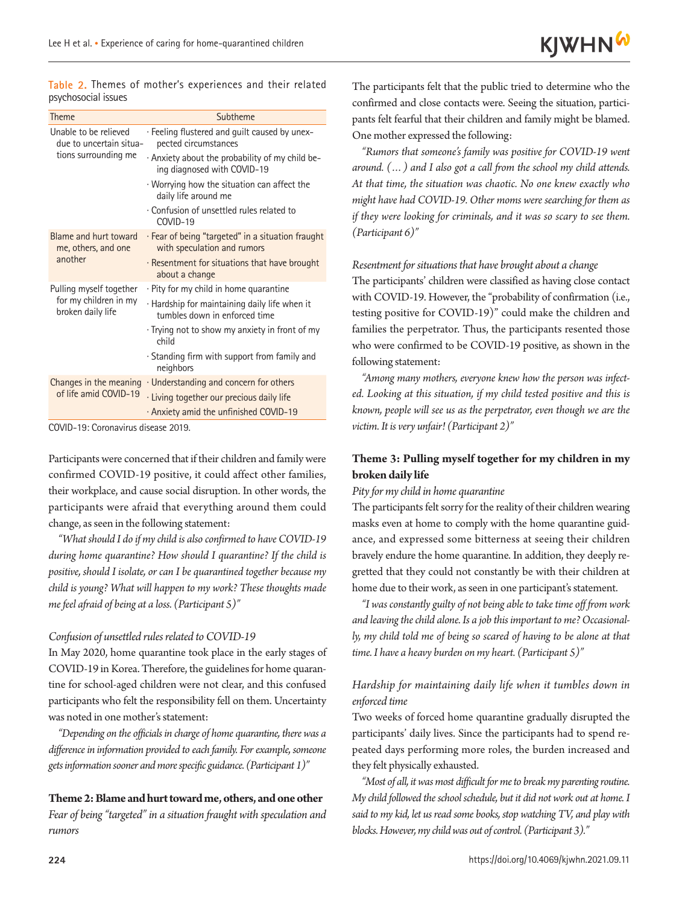**Table 2.** Themes of mother's experiences and their related psychosocial issues

| Theme | Subtheme |
|---|---|
| Unable to be relieved due to uncertain situations surrounding me | · Feeling flustered and guilt caused by unexpected circumstances |
| | · Anxiety about the probability of my child being diagnosed with COVID-19 |
| | · Worrying how the situation can affect the daily life around me |
| | · Confusion of unsettled rules related to COVID-19 |
| Blame and hurt toward me, others, and one another | · Fear of being "targeted" in a situation fraught with speculation and rumors |
| | · Resentment for situations that have brought about a change |
| Pulling myself together for my children in my broken daily life | · Pity for my child in home quarantine |
| | · Hardship for maintaining daily life when it tumbles down in enforced time |
| | · Trying not to show my anxiety in front of my child |
| | · Standing firm with support from family and neighbors |
| Changes in the meaning of life amid COVID-19 | · Understanding and concern for others |
| | · Living together our precious daily life |
| | · Anxiety amid the unfinished COVID-19 |

COVID-19: Coronavirus disease 2019.

Participants were concerned that if their children and family were confirmed COVID-19 positive, it could affect other families, their workplace, and cause social disruption. In other words, the participants were afraid that everything around them could change, as seen in the following statement:

*"What should I do if my child is also confirmed to have COVID-19 during home quarantine? How should I quarantine? If the child is positive, should I isolate, or can I be quarantined together because my child is young? What will happen to my work? These thoughts made me feel afraid of being at a loss. (Participant 5)"*

*Confusion of unsettled rules related to COVID-19*

In May 2020, home quarantine took place in the early stages of COVID-19 in Korea. Therefore, the guidelines for home quarantine for school-aged children were not clear, and this confused participants who felt the responsibility fell on them. Uncertainty was noted in one mother's statement:

*"Depending on the officials in charge of home quarantine, there was a difference in information provided to each family. For example, someone gets information sooner and more specific guidance. (Participant 1)"*

### Theme 2: Blame and hurt toward me, others, and one other

*Fear of being "targeted" in a situation fraught with speculation and rumors*

The participants felt that the public tried to determine who the confirmed and close contacts were. Seeing the situation, participants felt fearful that their children and family might be blamed. One mother expressed the following:

*"Rumors that someone's family was positive for COVID-19 went around. (...) and I also got a call from the school my child attends. At that time, the situation was chaotic. No one knew exactly who might have had COVID-19. Other moms were searching for them as if they were looking for criminals, and it was so scary to see them. (Participant 6)"*

*Resentment for situations that have brought about a change*

The participants' children were classified as having close contact with COVID-19. However, the "probability of confirmation (i.e., testing positive for COVID-19)" could make the children and families the perpetrator. Thus, the participants resented those who were confirmed to be COVID-19 positive, as shown in the following statement:

*"Among many mothers, everyone knew how the person was infected. Looking at this situation, if my child tested positive and this is known, people will see us as the perpetrator, even though we are the victim. It is very unfair! (Participant 2)"*

### Theme 3: Pulling myself together for my children in my broken daily life

*Pity for my child in home quarantine*

The participants felt sorry for the reality of their children wearing masks even at home to comply with the home quarantine guidance, and expressed some bitterness at seeing their children bravely endure the home quarantine. In addition, they deeply regretted that they could not constantly be with their children at home due to their work, as seen in one participant's statement.

*"I was constantly guilty of not being able to take time off from work and leaving the child alone. Is a job this important to me? Occasionally, my child told me of being so scared of having to be alone at that time. I have a heavy burden on my heart. (Participant 5)"*

*Hardship for maintaining daily life when it tumbles down in enforced time*

Two weeks of forced home quarantine gradually disrupted the participants' daily lives. Since the participants had to spend repeated days performing more roles, the burden increased and they felt physically exhausted.

*"Most of all, it was most difficult for me to break my parenting routine. My child followed the school schedule, but it did not work out at home. I said to my kid, let us read some books, stop watching TV, and play with blocks. However, my child was out of control. (Participant 3)."*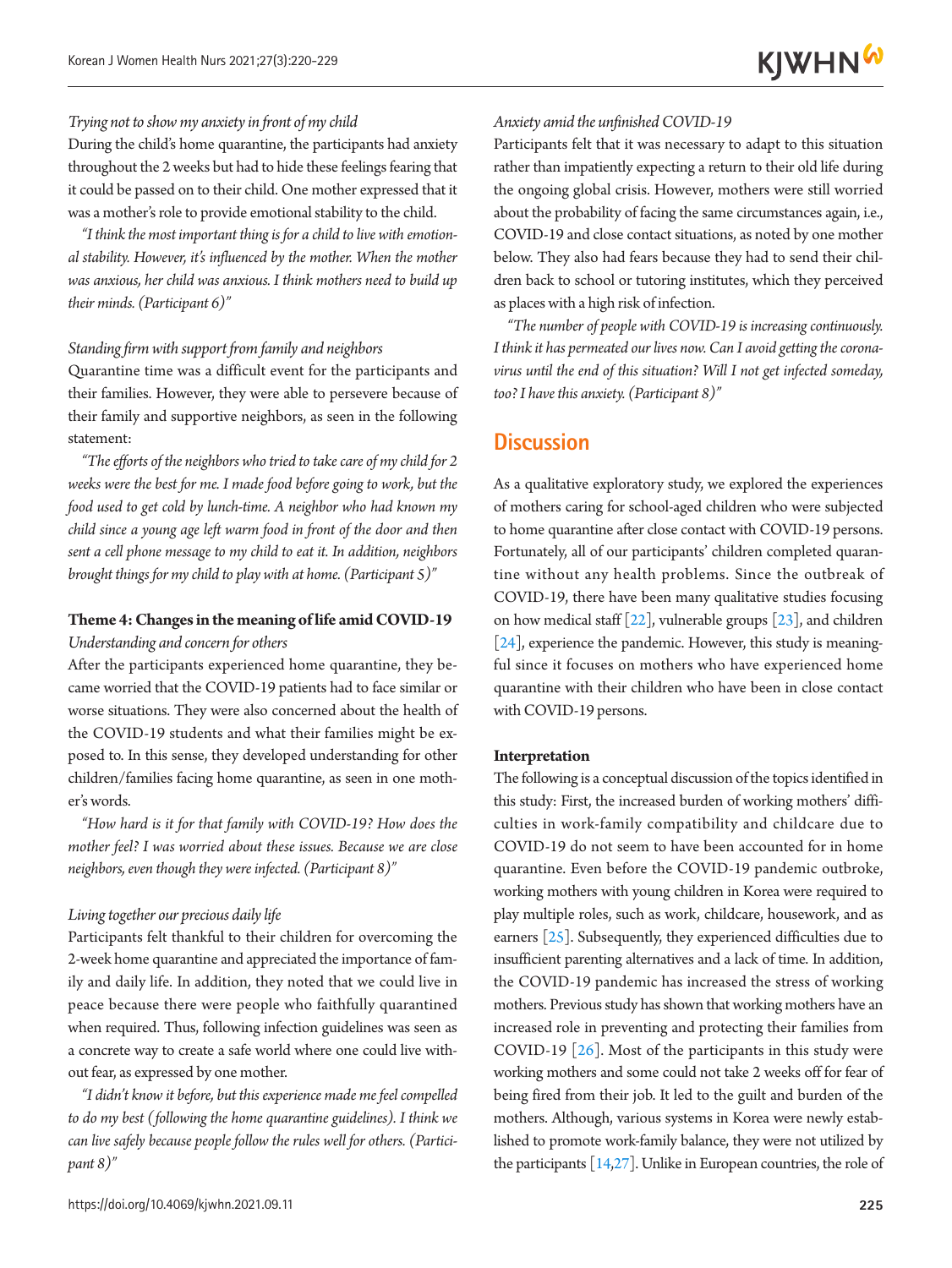*Trying not to show my anxiety in front of my child*

During the child's home quarantine, the participants had anxiety throughout the 2 weeks but had to hide these feelings fearing that it could be passed on to their child. One mother expressed that it was a mother's role to provide emotional stability to the child.

*"I think the most important thing is for a child to live with emotional stability. However, it's influenced by the mother. When the mother was anxious, her child was anxious. I think mothers need to build up their minds. (Participant 6)"*

*Standing firm with support from family and neighbors*

Quarantine time was a difficult event for the participants and their families. However, they were able to persevere because of their family and supportive neighbors, as seen in the following statement:

*"The efforts of the neighbors who tried to take care of my child for 2 weeks were the best for me. I made food before going to work, but the food used to get cold by lunch-time. A neighbor who had known my child since a young age left warm food in front of the door and then sent a cell phone message to my child to eat it. In addition, neighbors brought things for my child to play with at home. (Participant 5)"*

**Theme 4: Changes in the meaning of life amid COVID-19**

*Understanding and concern for others*

After the participants experienced home quarantine, they became worried that the COVID-19 patients had to face similar or worse situations. They were also concerned about the health of the COVID-19 students and what their families might be exposed to. In this sense, they developed understanding for other children/families facing home quarantine, as seen in one mother's words.

*"How hard is it for that family with COVID-19? How does the mother feel? I was worried about these issues. Because we are close neighbors, even though they were infected. (Participant 8)"*

*Living together our precious daily life*

Participants felt thankful to their children for overcoming the 2-week home quarantine and appreciated the importance of family and daily life. In addition, they noted that we could live in peace because there were people who faithfully quarantined when required. Thus, following infection guidelines was seen as a concrete way to create a safe world where one could live without fear, as expressed by one mother.

*"I didn't know it before, but this experience made me feel compelled to do my best (following the home quarantine guidelines). I think we can live safely because people follow the rules well for others. (Participant 8)"*

*Anxiety amid the unfinished COVID-19*

Participants felt that it was necessary to adapt to this situation rather than impatiently expecting a return to their old life during the ongoing global crisis. However, mothers were still worried about the probability of facing the same circumstances again, i.e., COVID-19 and close contact situations, as noted by one mother below. They also had fears because they had to send their children back to school or tutoring institutes, which they perceived as places with a high risk of infection.

*"The number of people with COVID-19 is increasing continuously. I think it has permeated our lives now. Can I avoid getting the coronavirus until the end of this situation? Will I not get infected someday, too? I have this anxiety. (Participant 8)"*

## Discussion

As a qualitative exploratory study, we explored the experiences of mothers caring for school-aged children who were subjected to home quarantine after close contact with COVID-19 persons. Fortunately, all of our participants' children completed quarantine without any health problems. Since the outbreak of COVID-19, there have been many qualitative studies focusing on how medical staff [22], vulnerable groups [23], and children [24], experience the pandemic. However, this study is meaningful since it focuses on mothers who have experienced home quarantine with their children who have been in close contact with COVID-19 persons.

**Interpretation**

The following is a conceptual discussion of the topics identified in this study: First, the increased burden of working mothers' difficulties in work-family compatibility and childcare due to COVID-19 do not seem to have been accounted for in home quarantine. Even before the COVID-19 pandemic outbroke, working mothers with young children in Korea were required to play multiple roles, such as work, childcare, housework, and as earners [25]. Subsequently, they experienced difficulties due to insufficient parenting alternatives and a lack of time. In addition, the COVID-19 pandemic has increased the stress of working mothers. Previous study has shown that working mothers have an increased role in preventing and protecting their families from COVID-19 [26]. Most of the participants in this study were working mothers and some could not take 2 weeks off for fear of being fired from their job. It led to the guilt and burden of the mothers. Although, various systems in Korea were newly established to promote work-family balance, they were not utilized by the participants [14,27]. Unlike in European countries, the role of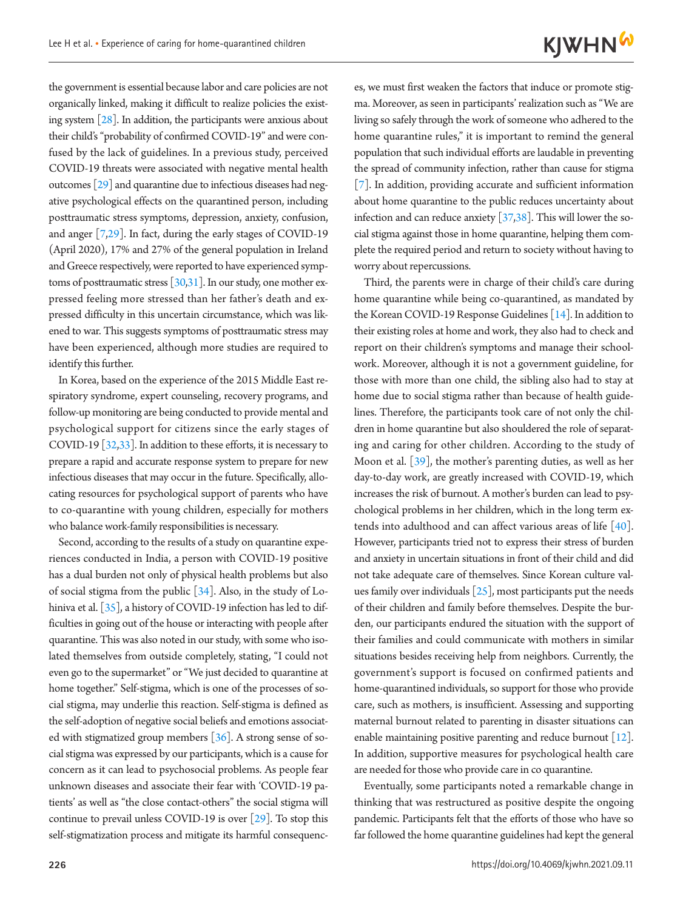the government is essential because labor and care policies are not organically linked, making it difficult to realize policies the existing system [28]. In addition, the participants were anxious about their child's "probability of confirmed COVID-19" and were confused by the lack of guidelines. In a previous study, perceived COVID-19 threats were associated with negative mental health outcomes [29] and quarantine due to infectious diseases had negative psychological effects on the quarantined person, including posttraumatic stress symptoms, depression, anxiety, confusion, and anger [7,29]. In fact, during the early stages of COVID-19 (April 2020), 17% and 27% of the general population in Ireland and Greece respectively, were reported to have experienced symptoms of posttraumatic stress [30,31]. In our study, one mother expressed feeling more stressed than her father's death and expressed difficulty in this uncertain circumstance, which was likened to war. This suggests symptoms of posttraumatic stress may have been experienced, although more studies are required to identify this further.

In Korea, based on the experience of the 2015 Middle East respiratory syndrome, expert counseling, recovery programs, and follow-up monitoring are being conducted to provide mental and psychological support for citizens since the early stages of COVID-19 [32,33]. In addition to these efforts, it is necessary to prepare a rapid and accurate response system to prepare for new infectious diseases that may occur in the future. Specifically, allocating resources for psychological support of parents who have to co-quarantine with young children, especially for mothers who balance work-family responsibilities is necessary.

Second, according to the results of a study on quarantine experiences conducted in India, a person with COVID-19 positive has a dual burden not only of physical health problems but also of social stigma from the public [34]. Also, in the study of Lohiniva et al. [35], a history of COVID-19 infection has led to difficulties in going out of the house or interacting with people after quarantine. This was also noted in our study, with some who isolated themselves from outside completely, stating, "I could not even go to the supermarket" or "We just decided to quarantine at home together." Self-stigma, which is one of the processes of social stigma, may underlie this reaction. Self-stigma is defined as the self-adoption of negative social beliefs and emotions associated with stigmatized group members [36]. A strong sense of social stigma was expressed by our participants, which is a cause for concern as it can lead to psychosocial problems. As people fear unknown diseases and associate their fear with 'COVID-19 patients' as well as "the close contact-others" the social stigma will continue to prevail unless COVID-19 is over [29]. To stop this self-stigmatization process and mitigate its harmful consequences, we must first weaken the factors that induce or promote stigma. Moreover, as seen in participants' realization such as "We are living so safely through the work of someone who adhered to the home quarantine rules," it is important to remind the general population that such individual efforts are laudable in preventing the spread of community infection, rather than cause for stigma [7]. In addition, providing accurate and sufficient information about home quarantine to the public reduces uncertainty about infection and can reduce anxiety [37,38]. This will lower the social stigma against those in home quarantine, helping them complete the required period and return to society without having to worry about repercussions.

Third, the parents were in charge of their child's care during home quarantine while being co-quarantined, as mandated by the Korean COVID-19 Response Guidelines [14]. In addition to their existing roles at home and work, they also had to check and report on their children's symptoms and manage their schoolwork. Moreover, although it is not a government guideline, for those with more than one child, the sibling also had to stay at home due to social stigma rather than because of health guidelines. Therefore, the participants took care of not only the children in home quarantine but also shouldered the role of separating and caring for other children. According to the study of Moon et al. [39], the mother's parenting duties, as well as her day-to-day work, are greatly increased with COVID-19, which increases the risk of burnout. A mother's burden can lead to psychological problems in her children, which in the long term extends into adulthood and can affect various areas of life [40]. However, participants tried not to express their stress of burden and anxiety in uncertain situations in front of their child and did not take adequate care of themselves. Since Korean culture values family over individuals [25], most participants put the needs of their children and family before themselves. Despite the burden, our participants endured the situation with the support of their families and could communicate with mothers in similar situations besides receiving help from neighbors. Currently, the government's support is focused on confirmed patients and home-quarantined individuals, so support for those who provide care, such as mothers, is insufficient. Assessing and supporting maternal burnout related to parenting in disaster situations can enable maintaining positive parenting and reduce burnout [12]. In addition, supportive measures for psychological health care are needed for those who provide care in co quarantine.

Eventually, some participants noted a remarkable change in thinking that was restructured as positive despite the ongoing pandemic. Participants felt that the efforts of those who have so far followed the home quarantine guidelines had kept the general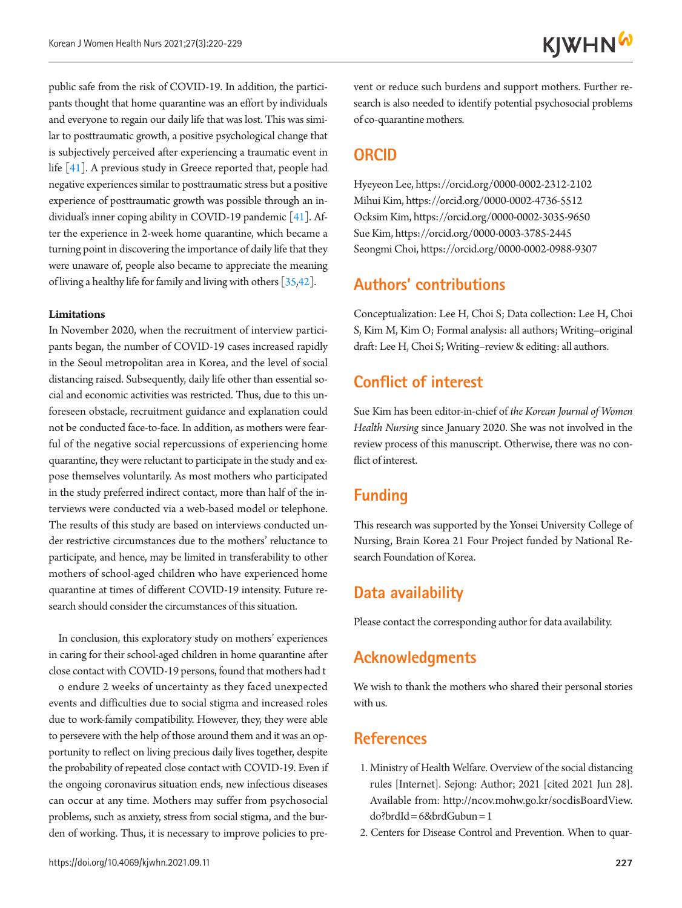public safe from the risk of COVID-19. In addition, the participants thought that home quarantine was an effort by individuals and everyone to regain our daily life that was lost. This was similar to posttraumatic growth, a positive psychological change that is subjectively perceived after experiencing a traumatic event in life [41]. A previous study in Greece reported that, people had negative experiences similar to posttraumatic stress but a positive experience of posttraumatic growth was possible through an individual's inner coping ability in COVID-19 pandemic [41]. After the experience in 2-week home quarantine, which became a turning point in discovering the importance of daily life that they were unaware of, people also became to appreciate the meaning of living a healthy life for family and living with others [35,42].

**Limitations**

In November 2020, when the recruitment of interview participants began, the number of COVID-19 cases increased rapidly in the Seoul metropolitan area in Korea, and the level of social distancing raised. Subsequently, daily life other than essential social and economic activities was restricted. Thus, due to this unforeseen obstacle, recruitment guidance and explanation could not be conducted face-to-face. In addition, as mothers were fearful of the negative social repercussions of experiencing home quarantine, they were reluctant to participate in the study and expose themselves voluntarily. As most mothers who participated in the study preferred indirect contact, more than half of the interviews were conducted via a web-based model or telephone. The results of this study are based on interviews conducted under restrictive circumstances due to the mothers' reluctance to participate, and hence, may be limited in transferability to other mothers of school-aged children who have experienced home quarantine at times of different COVID-19 intensity. Future research should consider the circumstances of this situation.

In conclusion, this exploratory study on mothers' experiences in caring for their school-aged children in home quarantine after close contact with COVID-19 persons, found that mothers had t

o endure 2 weeks of uncertainty as they faced unexpected events and difficulties due to social stigma and increased roles due to work-family compatibility. However, they, they were able to persevere with the help of those around them and it was an opportunity to reflect on living precious daily lives together, despite the probability of repeated close contact with COVID-19. Even if the ongoing coronavirus situation ends, new infectious diseases can occur at any time. Mothers may suffer from psychosocial problems, such as anxiety, stress from social stigma, and the burden of working. Thus, it is necessary to improve policies to prevent or reduce such burdens and support mothers. Further research is also needed to identify potential psychosocial problems of co-quarantine mothers.

## ORCID

Hyeyeon Lee, https://orcid.org/0000-0002-2312-2102
Mihui Kim, https://orcid.org/0000-0002-4736-5512
Ocksim Kim, https://orcid.org/0000-0002-3035-9650
Sue Kim, https://orcid.org/0000-0003-3785-2445
Seongmi Choi, https://orcid.org/0000-0002-0988-9307

## Authors' contributions

Conceptualization: Lee H, Choi S; Data collection: Lee H, Choi S, Kim M, Kim O; Formal analysis: all authors; Writing–original draft: Lee H, Choi S; Writing–review & editing: all authors.

## Conflict of interest

Sue Kim has been editor-in-chief of *the Korean Journal of Women Health Nursing* since January 2020. She was not involved in the review process of this manuscript. Otherwise, there was no conflict of interest.

## Funding

This research was supported by the Yonsei University College of Nursing, Brain Korea 21 Four Project funded by National Research Foundation of Korea.

## Data availability

Please contact the corresponding author for data availability.

## Acknowledgments

We wish to thank the mothers who shared their personal stories with us.

## References

1. Ministry of Health Welfare. Overview of the social distancing rules [Internet]. Sejong: Author; 2021 [cited 2021 Jun 28]. Available from: http://ncov.mohw.go.kr/socdisBoardView.do?brdId=6&brdGubun=1
2. Centers for Disease Control and Prevention. When to quar-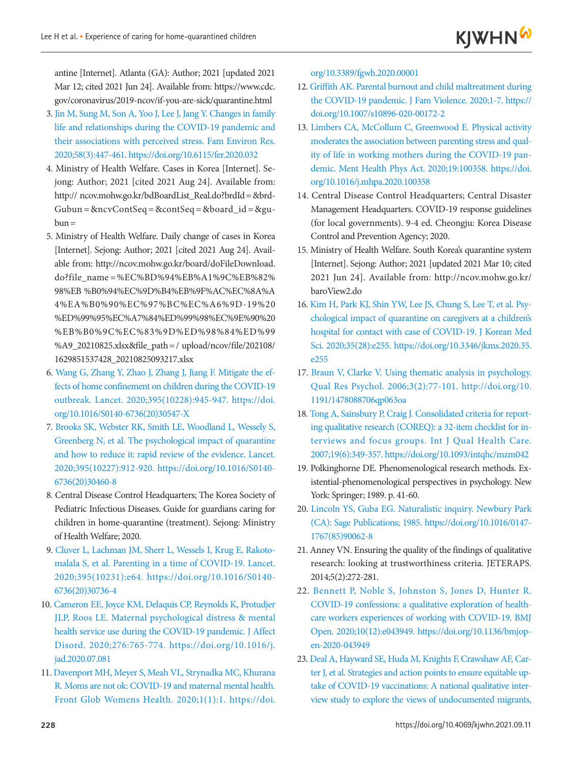antine [Internet]. Atlanta (GA): Author; 2021 [updated 2021 Mar 12; cited 2021 Jun 24]. Available from: https://www.cdc.gov/coronavirus/2019-ncov/if-you-are-sick/quarantine.html

3. Jin M, Sung M, Son A, Yoo J, Lee J, Jang Y. Changes in family life and relationships during the COVID-19 pandemic and their associations with perceived stress. Fam Environ Res. 2020;58(3):447-461. https://doi.org/10.6115/fer.2020.032
4. Ministry of Health Welfare. Cases in Korea [Internet]. Sejong: Author; 2021 [cited 2021 Aug 24]. Available from: http:// ncov.mohw.go.kr/bdBoardList_Real.do?brdId=&brdGubun=&ncvContSeq=&contSeq=&board_id=&gubun=
5. Ministry of Health Welfare. Daily change of cases in Korea [Internet]. Sejong: Author; 2021 [cited 2021 Aug 24]. Available from: http://ncov.mohw.go.kr/board/doFileDownload.do?file_name=%EC%BD%94%EB%A1%9C%EB%82%98%EB %B0%94%EC%9D%B4%EB%9F%AC%EC%8A%A4%EA%B0%90%EC%97%BC%EC%A6%9D-19%20%ED%99%95%EC%A7%84%ED%99%98%EC%9E%90%20%EB%B0%9C%EC%83%9D%ED%98%84%ED%99%A9_20210825.xlsx&file_path=/ upload/ncov/file/202108/1629851537428_20210825093217.xlsx
6. Wang G, Zhang Y, Zhao J, Zhang J, Jiang F. Mitigate the effects of home confinement on children during the COVID-19 outbreak. Lancet. 2020;395(10228):945-947. https://doi.org/10.1016/S0140-6736(20)30547-X
7. Brooks SK, Webster RK, Smith LE, Woodland L, Wessely S, Greenberg N, et al. The psychological impact of quarantine and how to reduce it: rapid review of the evidence. Lancet. 2020;395(10227):912-920. https://doi.org/10.1016/S0140-6736(20)30460-8
8. Central Disease Control Headquarters; The Korea Society of Pediatric Infectious Diseases. Guide for guardians caring for children in home-quarantine (treatment). Sejong: Ministry of Health Welfare; 2020.
9. Cluver L, Lachman JM, Sherr L, Wessels I, Krug E, Rakotomalala S, et al. Parenting in a time of COVID-19. Lancet. 2020;395(10231):e64. https://doi.org/10.1016/S0140-6736(20)30736-4
10. Cameron EE, Joyce KM, Delaquis CP, Reynolds K, Protudjer JLP, Roos LE. Maternal psychological distress & mental health service use during the COVID-19 pandemic. J Affect Disord. 2020;276:765-774. https://doi.org/10.1016/j.jad.2020.07.081
11. Davenport MH, Meyer S, Meah VL, Strynadka MC, Khurana R. Moms are not ok: COVID-19 and maternal mental health. Front Glob Womens Health. 2020;1(1):1. https://doi.org/10.3389/fgwh.2020.00001
12. Griffith AK. Parental burnout and child maltreatment during the COVID-19 pandemic. J Fam Violence. 2020;1-7. https://doi.org/10.1007/s10896-020-00172-2
13. Limbers CA, McCollum C, Greenwood E. Physical activity moderates the association between parenting stress and quality of life in working mothers during the COVID-19 pandemic. Ment Health Phys Act. 2020;19:100358. https://doi.org/10.1016/j.mhpa.2020.100358
14. Central Disease Control Headquarters; Central Disaster Management Headquarters. COVID-19 response guidelines (for local governments). 9-4 ed. Cheongju: Korea Disease Control and Prevention Agency; 2020.
15. Ministry of Health Welfare. South Korea's quarantine system [Internet]. Sejong: Author; 2021 [updated 2021 Mar 10; cited 2021 Jun 24]. Available from: http://ncov.mohw.go.kr/baroView2.do
16. Kim H, Park KJ, Shin YW, Lee JS, Chung S, Lee T, et al. Psychological impact of quarantine on caregivers at a children's hospital for contact with case of COVID-19. J Korean Med Sci. 2020;35(28):e255. https://doi.org/10.3346/jkms.2020.35.e255
17. Braun V, Clarke V. Using thematic analysis in psychology. Qual Res Psychol. 2006;3(2):77-101. http://doi.org/10.1191/1478088706qp063oa
18. Tong A, Sainsbury P, Craig J. Consolidated criteria for reporting qualitative research (COREQ): a 32-item checklist for interviews and focus groups. Int J Qual Health Care. 2007;19(6):349-357. https://doi.org/10.1093/intqhc/mzm042
19. Polkinghorne DE. Phenomenological research methods. Existential-phenomenological perspectives in psychology. New York: Springer; 1989. p. 41-60.
20. Lincoln YS, Guba EG. Naturalistic inquiry. Newbury Park (CA): Sage Publications; 1985. https://doi.org/10.1016/0147-1767(85)90062-8
21. Anney VN. Ensuring the quality of the findings of qualitative research: looking at trustworthiness criteria. JETERAPS. 2014;5(2):272-281.
22. Bennett P, Noble S, Johnston S, Jones D, Hunter R. COVID-19 confessions: a qualitative exploration of healthcare workers experiences of working with COVID-19. BMJ Open. 2020;10(12):e043949. https://doi.org/10.1136/bmjopen-2020-043949
23. Deal A, Hayward SE, Huda M, Knights F, Crawshaw AF, Carter J, et al. Strategies and action points to ensure equitable uptake of COVID-19 vaccinations: A national qualitative interview study to explore the views of undocumented migrants,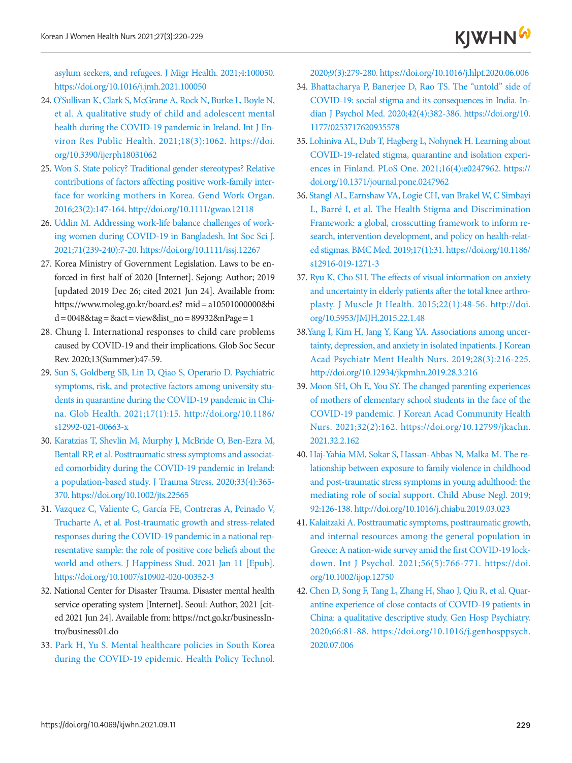asylum seekers, and refugees. J Migr Health. 2021;4:100050. https://doi.org/10.1016/j.jmh.2021.100050

24. O'Sullivan K, Clark S, McGrane A, Rock N, Burke L, Boyle N, et al. A qualitative study of child and adolescent mental health during the COVID-19 pandemic in Ireland. Int J Environ Res Public Health. 2021;18(3):1062. https://doi.org/10.3390/ijerph18031062
25. Won S. State policy? Traditional gender stereotypes? Relative contributions of factors affecting positive work-family interface for working mothers in Korea. Gend Work Organ. 2016;23(2):147-164. http://doi.org/10.1111/gwao.12118
26. Uddin M. Addressing work-life balance challenges of working women during COVID-19 in Bangladesh. Int Soc Sci J. 2021;71(239-240):7-20. https://doi.org/10.1111/issj.12267
27. Korea Ministry of Government Legislation. Laws to be enforced in first half of 2020 [Internet]. Sejong: Author; 2019 [updated 2019 Dec 26; cited 2021 Jun 24]. Available from: https://www.moleg.go.kr/board.es? mid=a10501000000&bid=0048&tag=&act=view&list_no=89932&nPage=1
28. Chung I. International responses to child care problems caused by COVID-19 and their implications. Glob Soc Secur Rev. 2020;13(Summer):47-59.
29. Sun S, Goldberg SB, Lin D, Qiao S, Operario D. Psychiatric symptoms, risk, and protective factors among university students in quarantine during the COVID-19 pandemic in China. Glob Health. 2021;17(1):15. http://doi.org/10.1186/s12992-021-00663-x
30. Karatzias T, Shevlin M, Murphy J, McBride O, Ben-Ezra M, Bentall RP, et al. Posttraumatic stress symptoms and associated comorbidity during the COVID-19 pandemic in Ireland: a population-based study. J Trauma Stress. 2020;33(4):365-370. https://doi.org/10.1002/jts.22565
31. Vazquez C, Valiente C, García FE, Contreras A, Peinado V, Trucharte A, et al. Post-traumatic growth and stress-related responses during the COVID-19 pandemic in a national representative sample: the role of positive core beliefs about the world and others. J Happiness Stud. 2021 Jan 11 [Epub]. https://doi.org/10.1007/s10902-020-00352-3
32. National Center for Disaster Trauma. Disaster mental health service operating system [Internet]. Seoul: Author; 2021 [cited 2021 Jun 24]. Available from: https://nct.go.kr/businessIntro/business01.do
33. Park H, Yu S. Mental healthcare policies in South Korea during the COVID-19 epidemic. Health Policy Technol. 2020;9(3):279-280. https://doi.org/10.1016/j.hlpt.2020.06.006
34. Bhattacharya P, Banerjee D, Rao TS. The "untold" side of COVID-19: social stigma and its consequences in India. Indian J Psychol Med. 2020;42(4):382-386. https://doi.org/10.1177/0253717620935578
35. Lohiniva AL, Dub T, Hagberg L, Nohynek H. Learning about COVID-19-related stigma, quarantine and isolation experiences in Finland. PLoS One. 2021;16(4):e0247962. https://doi.org/10.1371/journal.pone.0247962
36. Stangl AL, Earnshaw VA, Logie CH, van Brakel W, C Simbayi L, Barré I, et al. The Health Stigma and Discrimination Framework: a global, crosscutting framework to inform research, intervention development, and policy on health-related stigmas. BMC Med. 2019;17(1):31. https://doi.org/10.1186/s12916-019-1271-3
37. Ryu K, Cho SH. The effects of visual information on anxiety and uncertainty in elderly patients after the total knee arthroplasty. J Muscle Jt Health. 2015;22(1):48-56. http://doi.org/10.5953/JMJH.2015.22.1.48
38. Yang I, Kim H, Jang Y, Kang YA. Associations among uncertainty, depression, and anxiety in isolated inpatients. J Korean Acad Psychiatr Ment Health Nurs. 2019;28(3):216-225. http://doi.org/10.12934/jkpmhn.2019.28.3.216
39. Moon SH, Oh E, You SY. The changed parenting experiences of mothers of elementary school students in the face of the COVID-19 pandemic. J Korean Acad Community Health Nurs. 2021;32(2):162. https://doi.org/10.12799/jkachn.2021.32.2.162
40. Haj-Yahia MM, Sokar S, Hassan-Abbas N, Malka M. The relationship between exposure to family violence in childhood and post-traumatic stress symptoms in young adulthood: the mediating role of social support. Child Abuse Negl. 2019;92:126-138. http://doi.org/10.1016/j.chiabu.2019.03.023
41. Kalaitzaki A. Posttraumatic symptoms, posttraumatic growth, and internal resources among the general population in Greece: A nation-wide survey amid the first COVID-19 lockdown. Int J Psychol. 2021;56(5):766-771. https://doi.org/10.1002/ijop.12750
42. Chen D, Song F, Tang L, Zhang H, Shao J, Qiu R, et al. Quarantine experience of close contacts of COVID-19 patients in China: a qualitative descriptive study. Gen Hosp Psychiatry. 2020;66:81-88. https://doi.org/10.1016/j.genhosppsych.2020.07.006